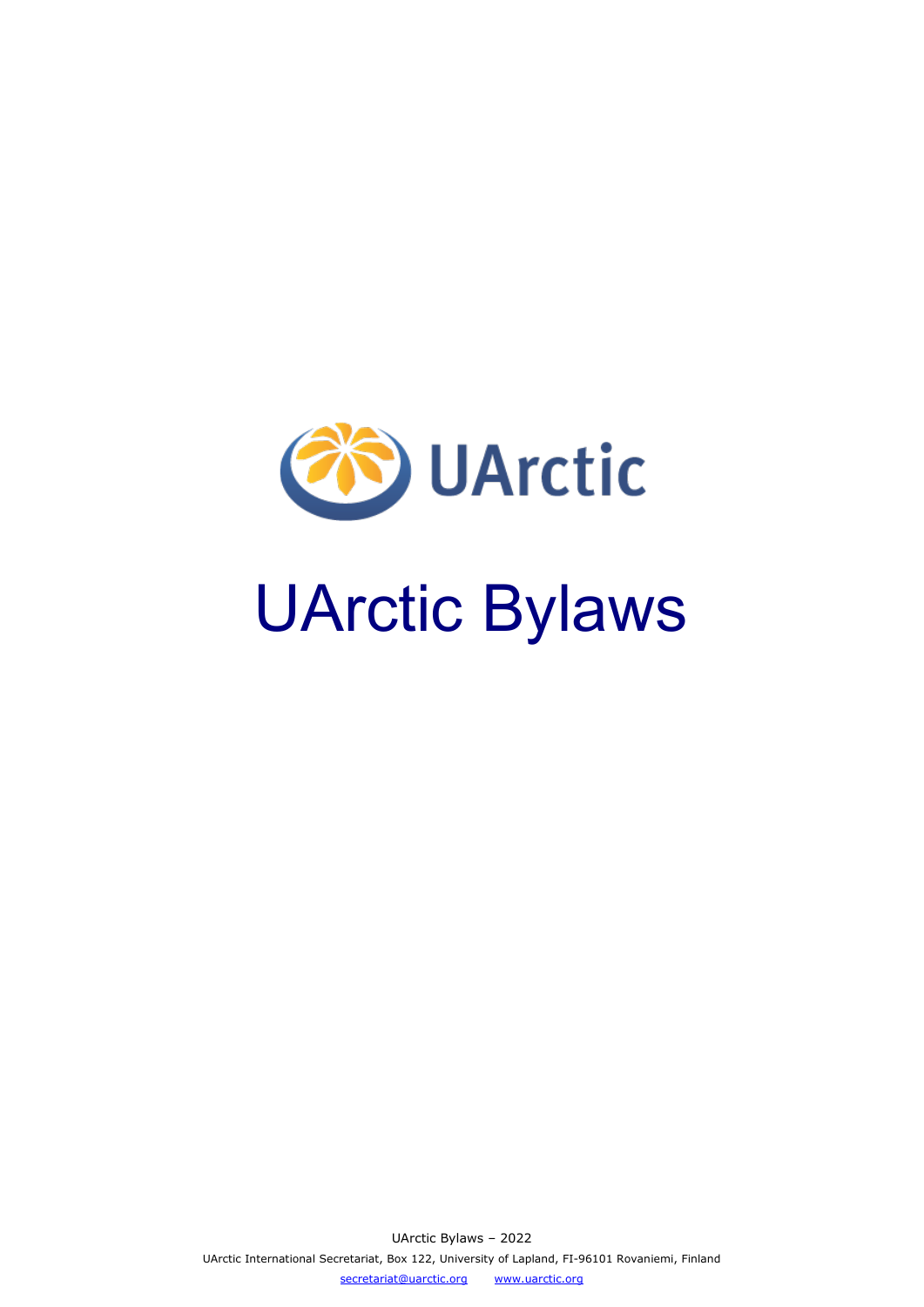UArctic

# UArctic Bylaws

UArctic Bylaws – 2022

UArctic International Secretariat, Box 122, University of Lapland, FI-96101 Rovaniemi, Finland

secretariat@uarctic.org www.uarctic.org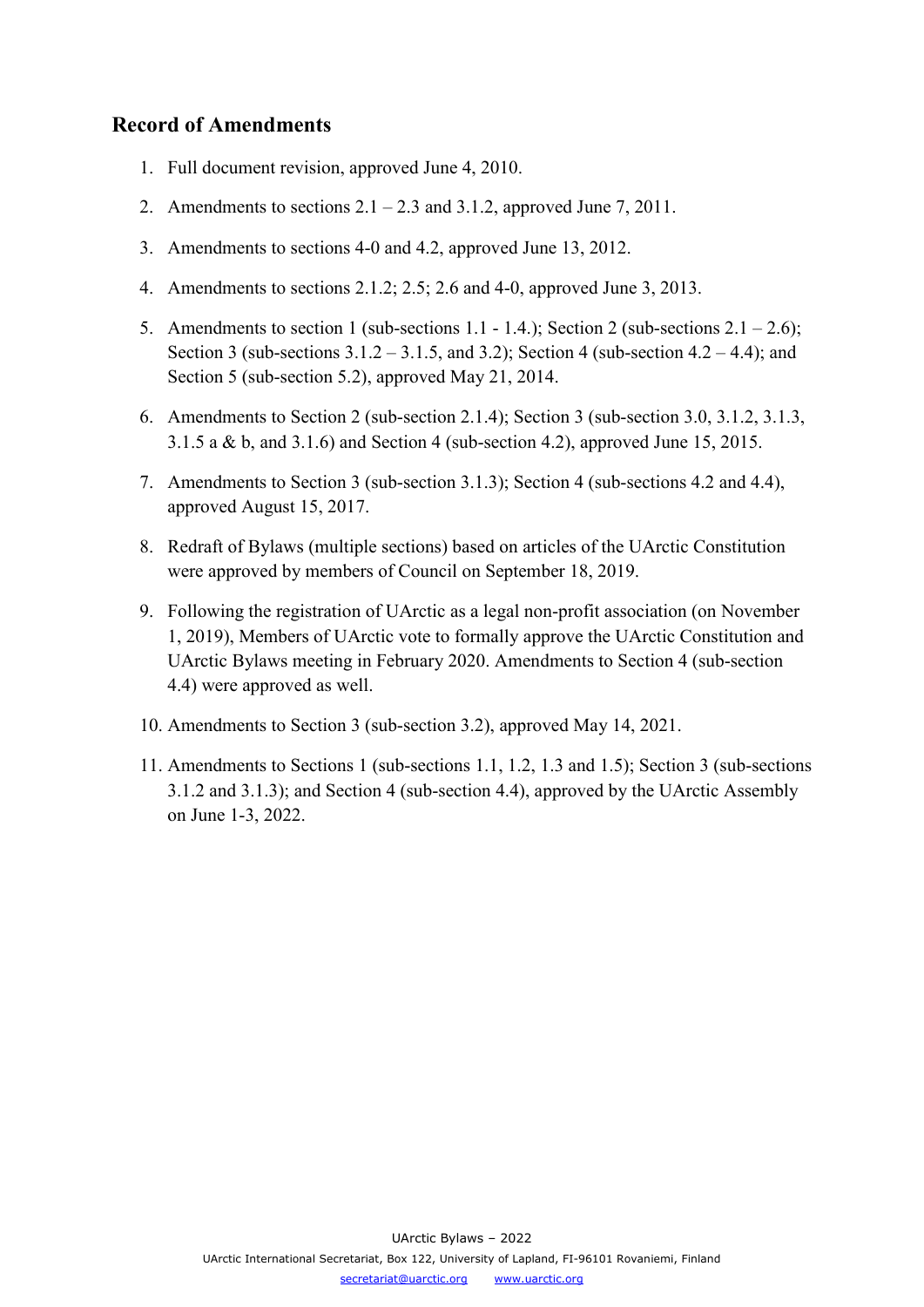## Record of Amendments

1. Full document revision, approved June 4, 2010.
2. Amendments to sections 2.1 – 2.3 and 3.1.2, approved June 7, 2011.
3. Amendments to sections 4-0 and 4.2, approved June 13, 2012.
4. Amendments to sections 2.1.2; 2.5; 2.6 and 4-0, approved June 3, 2013.
5. Amendments to section 1 (sub-sections 1.1 - 1.4.); Section 2 (sub-sections 2.1 – 2.6); Section 3 (sub-sections 3.1.2 – 3.1.5, and 3.2); Section 4 (sub-section 4.2 – 4.4); and Section 5 (sub-section 5.2), approved May 21, 2014.
6. Amendments to Section 2 (sub-section 2.1.4); Section 3 (sub-section 3.0, 3.1.2, 3.1.3, 3.1.5 a & b, and 3.1.6) and Section 4 (sub-section 4.2), approved June 15, 2015.
7. Amendments to Section 3 (sub-section 3.1.3); Section 4 (sub-sections 4.2 and 4.4), approved August 15, 2017.
8. Redraft of Bylaws (multiple sections) based on articles of the UArctic Constitution were approved by members of Council on September 18, 2019.
9. Following the registration of UArctic as a legal non-profit association (on November 1, 2019), Members of UArctic vote to formally approve the UArctic Constitution and UArctic Bylaws meeting in February 2020. Amendments to Section 4 (sub-section 4.4) were approved as well.
10. Amendments to Section 3 (sub-section 3.2), approved May 14, 2021.
11. Amendments to Sections 1 (sub-sections 1.1, 1.2, 1.3 and 1.5); Section 3 (sub-sections 3.1.2 and 3.1.3); and Section 4 (sub-section 4.4), approved by the UArctic Assembly on June 1-3, 2022.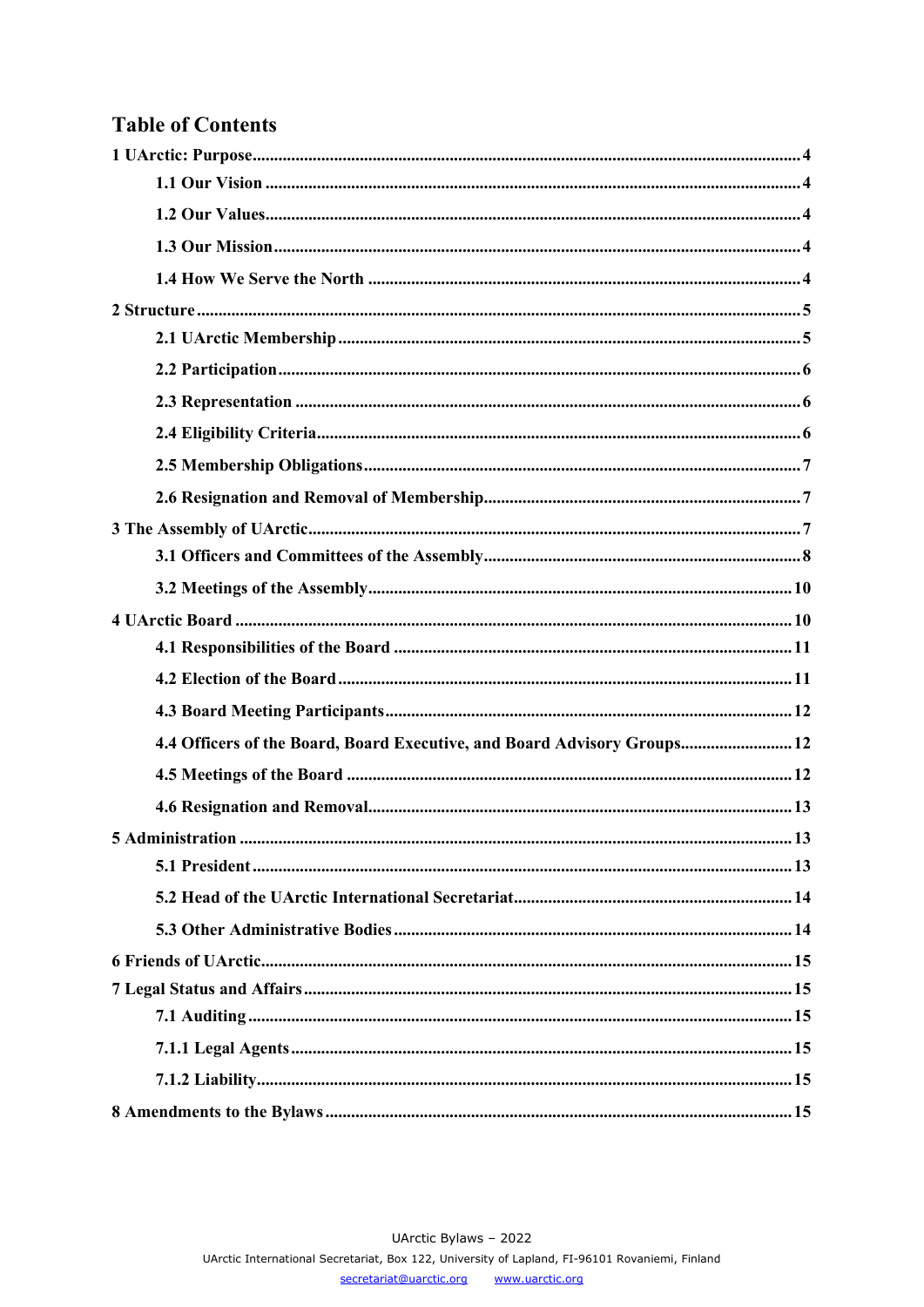# Table of Contents

1 UArctic: Purpose .... 4
- 1.1 Our Vision .... 4
- 1.2 Our Values .... 4
- 1.3 Our Mission .... 4
- 1.4 How We Serve the North .... 4

2 Structure .... 5
- 2.1 UArctic Membership .... 5
- 2.2 Participation .... 6
- 2.3 Representation .... 6
- 2.4 Eligibility Criteria .... 6
- 2.5 Membership Obligations .... 7
- 2.6 Resignation and Removal of Membership .... 7

3 The Assembly of UArctic .... 7
- 3.1 Officers and Committees of the Assembly .... 8
- 3.2 Meetings of the Assembly .... 10

4 UArctic Board .... 10
- 4.1 Responsibilities of the Board .... 11
- 4.2 Election of the Board .... 11
- 4.3 Board Meeting Participants .... 12
- 4.4 Officers of the Board, Board Executive, and Board Advisory Groups .... 12
- 4.5 Meetings of the Board .... 12
- 4.6 Resignation and Removal .... 13

5 Administration .... 13
- 5.1 President .... 13
- 5.2 Head of the UArctic International Secretariat .... 14
- 5.3 Other Administrative Bodies .... 14

6 Friends of UArctic .... 15

7 Legal Status and Affairs .... 15
- 7.1 Auditing .... 15
- 7.1.1 Legal Agents .... 15
- 7.1.2 Liability .... 15

8 Amendments to the Bylaws .... 15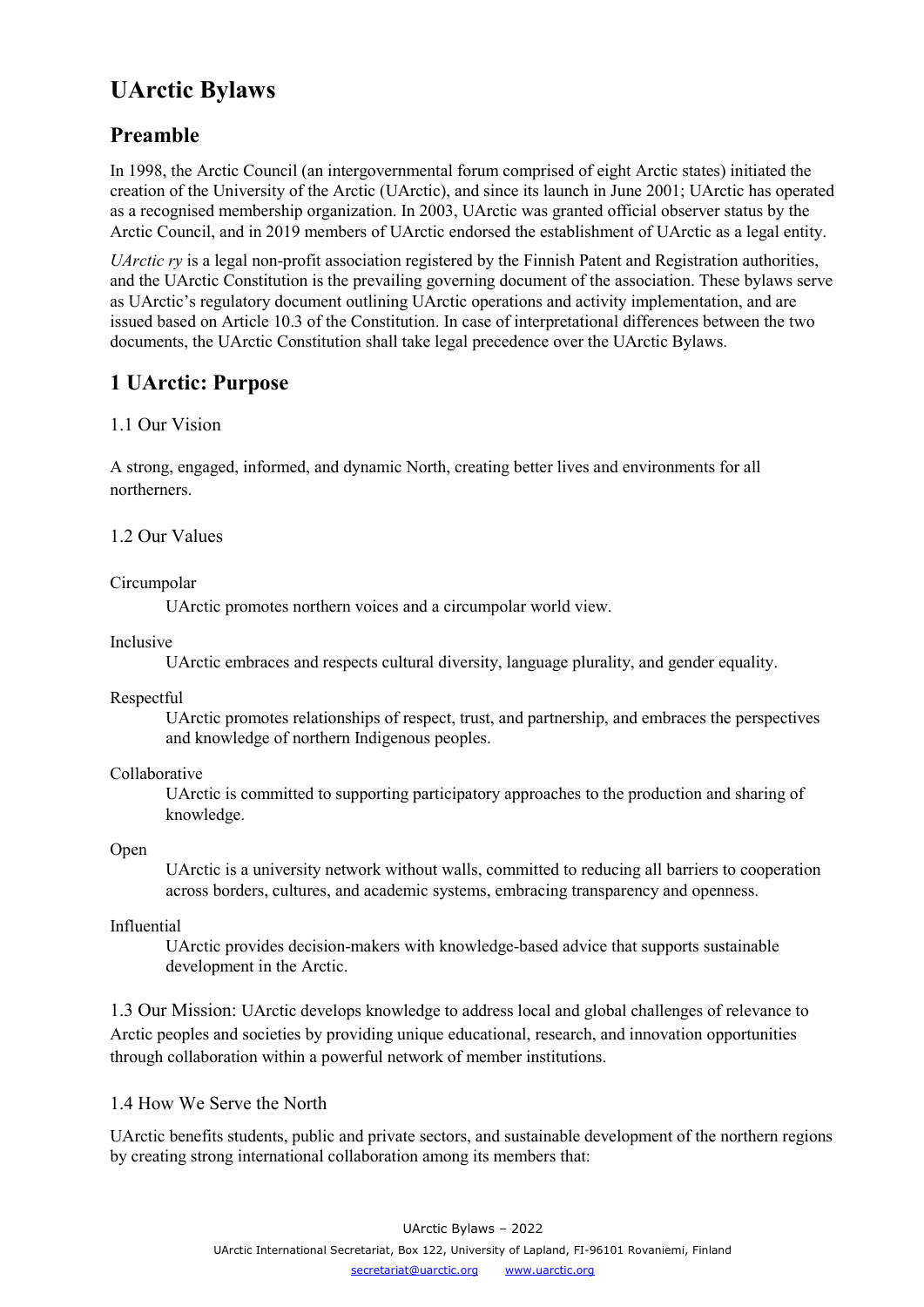# UArctic Bylaws

## Preamble

In 1998, the Arctic Council (an intergovernmental forum comprised of eight Arctic states) initiated the creation of the University of the Arctic (UArctic), and since its launch in June 2001; UArctic has operated as a recognised membership organization. In 2003, UArctic was granted official observer status by the Arctic Council, and in 2019 members of UArctic endorsed the establishment of UArctic as a legal entity.

*UArctic ry* is a legal non-profit association registered by the Finnish Patent and Registration authorities, and the UArctic Constitution is the prevailing governing document of the association. These bylaws serve as UArctic's regulatory document outlining UArctic operations and activity implementation, and are issued based on Article 10.3 of the Constitution. In case of interpretational differences between the two documents, the UArctic Constitution shall take legal precedence over the UArctic Bylaws.

## 1 UArctic: Purpose

### 1.1 Our Vision

A strong, engaged, informed, and dynamic North, creating better lives and environments for all northerners.

### 1.2 Our Values

Circumpolar
: UArctic promotes northern voices and a circumpolar world view.

Inclusive
: UArctic embraces and respects cultural diversity, language plurality, and gender equality.

Respectful
: UArctic promotes relationships of respect, trust, and partnership, and embraces the perspectives and knowledge of northern Indigenous peoples.

Collaborative
: UArctic is committed to supporting participatory approaches to the production and sharing of knowledge.

Open
: UArctic is a university network without walls, committed to reducing all barriers to cooperation across borders, cultures, and academic systems, embracing transparency and openness.

Influential
: UArctic provides decision-makers with knowledge-based advice that supports sustainable development in the Arctic.

### 1.3 Our Mission:

UArctic develops knowledge to address local and global challenges of relevance to Arctic peoples and societies by providing unique educational, research, and innovation opportunities through collaboration within a powerful network of member institutions.

### 1.4 How We Serve the North

UArctic benefits students, public and private sectors, and sustainable development of the northern regions by creating strong international collaboration among its members that: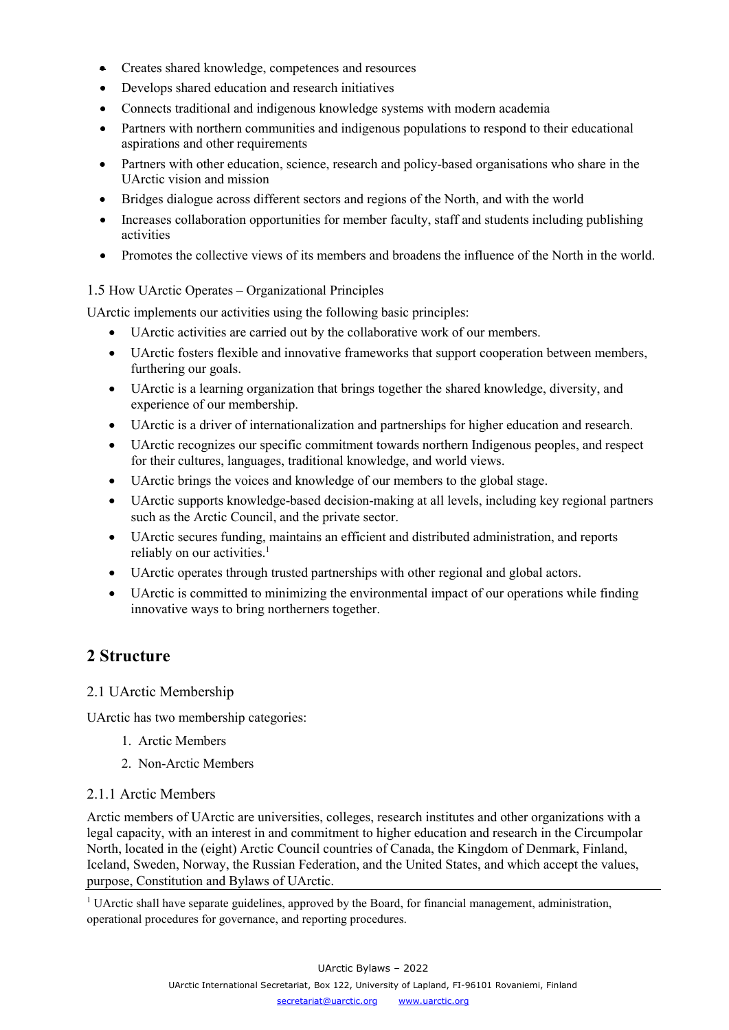- Creates shared knowledge, competences and resources
- Develops shared education and research initiatives
- Connects traditional and indigenous knowledge systems with modern academia
- Partners with northern communities and indigenous populations to respond to their educational aspirations and other requirements
- Partners with other education, science, research and policy-based organisations who share in the UArctic vision and mission
- Bridges dialogue across different sectors and regions of the North, and with the world
- Increases collaboration opportunities for member faculty, staff and students including publishing activities
- Promotes the collective views of its members and broadens the influence of the North in the world.

### 1.5 How UArctic Operates – Organizational Principles

UArctic implements our activities using the following basic principles:

- UArctic activities are carried out by the collaborative work of our members.
- UArctic fosters flexible and innovative frameworks that support cooperation between members, furthering our goals.
- UArctic is a learning organization that brings together the shared knowledge, diversity, and experience of our membership.
- UArctic is a driver of internationalization and partnerships for higher education and research.
- UArctic recognizes our specific commitment towards northern Indigenous peoples, and respect for their cultures, languages, traditional knowledge, and world views.
- UArctic brings the voices and knowledge of our members to the global stage.
- UArctic supports knowledge-based decision-making at all levels, including key regional partners such as the Arctic Council, and the private sector.
- UArctic secures funding, maintains an efficient and distributed administration, and reports reliably on our activities.[1]
- UArctic operates through trusted partnerships with other regional and global actors.
- UArctic is committed to minimizing the environmental impact of our operations while finding innovative ways to bring northerners together.

## 2 Structure

### 2.1 UArctic Membership

UArctic has two membership categories:

1. Arctic Members
2. Non-Arctic Members

#### 2.1.1 Arctic Members

Arctic members of UArctic are universities, colleges, research institutes and other organizations with a legal capacity, with an interest in and commitment to higher education and research in the Circumpolar North, located in the (eight) Arctic Council countries of Canada, the Kingdom of Denmark, Finland, Iceland, Sweden, Norway, the Russian Federation, and the United States, and which accept the values, purpose, Constitution and Bylaws of UArctic.

[1] UArctic shall have separate guidelines, approved by the Board, for financial management, administration, operational procedures for governance, and reporting procedures.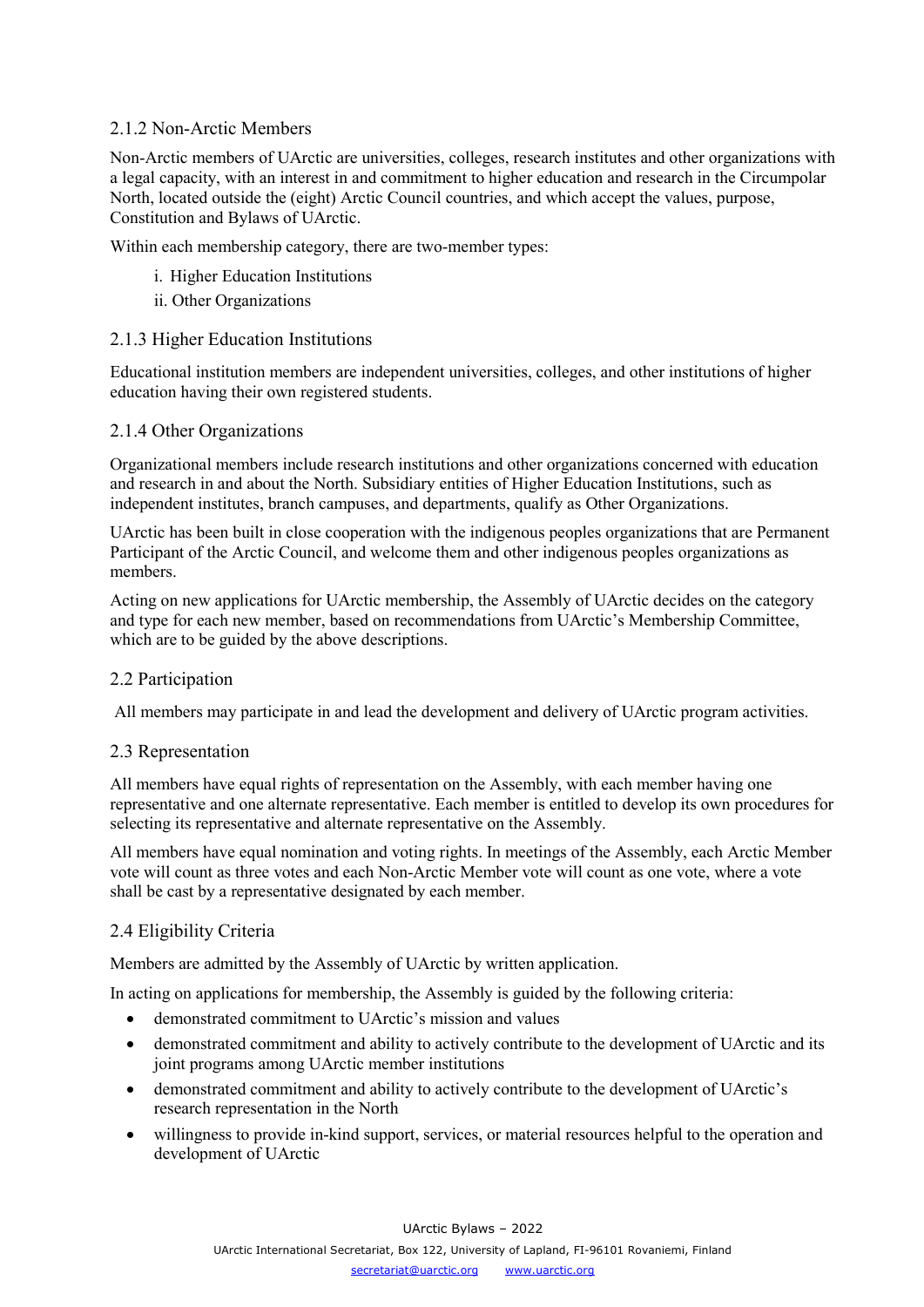### 2.1.2 Non-Arctic Members

Non-Arctic members of UArctic are universities, colleges, research institutes and other organizations with a legal capacity, with an interest in and commitment to higher education and research in the Circumpolar North, located outside the (eight) Arctic Council countries, and which accept the values, purpose, Constitution and Bylaws of UArctic.

Within each membership category, there are two-member types:

i. Higher Education Institutions
ii. Other Organizations

### 2.1.3 Higher Education Institutions

Educational institution members are independent universities, colleges, and other institutions of higher education having their own registered students.

### 2.1.4 Other Organizations

Organizational members include research institutions and other organizations concerned with education and research in and about the North. Subsidiary entities of Higher Education Institutions, such as independent institutes, branch campuses, and departments, qualify as Other Organizations.

UArctic has been built in close cooperation with the indigenous peoples organizations that are Permanent Participant of the Arctic Council, and welcome them and other indigenous peoples organizations as members.

Acting on new applications for UArctic membership, the Assembly of UArctic decides on the category and type for each new member, based on recommendations from UArctic's Membership Committee, which are to be guided by the above descriptions.

## 2.2 Participation

All members may participate in and lead the development and delivery of UArctic program activities.

## 2.3 Representation

All members have equal rights of representation on the Assembly, with each member having one representative and one alternate representative. Each member is entitled to develop its own procedures for selecting its representative and alternate representative on the Assembly.

All members have equal nomination and voting rights. In meetings of the Assembly, each Arctic Member vote will count as three votes and each Non-Arctic Member vote will count as one vote, where a vote shall be cast by a representative designated by each member.

## 2.4 Eligibility Criteria

Members are admitted by the Assembly of UArctic by written application.

In acting on applications for membership, the Assembly is guided by the following criteria:

- demonstrated commitment to UArctic's mission and values
- demonstrated commitment and ability to actively contribute to the development of UArctic and its joint programs among UArctic member institutions
- demonstrated commitment and ability to actively contribute to the development of UArctic's research representation in the North
- willingness to provide in-kind support, services, or material resources helpful to the operation and development of UArctic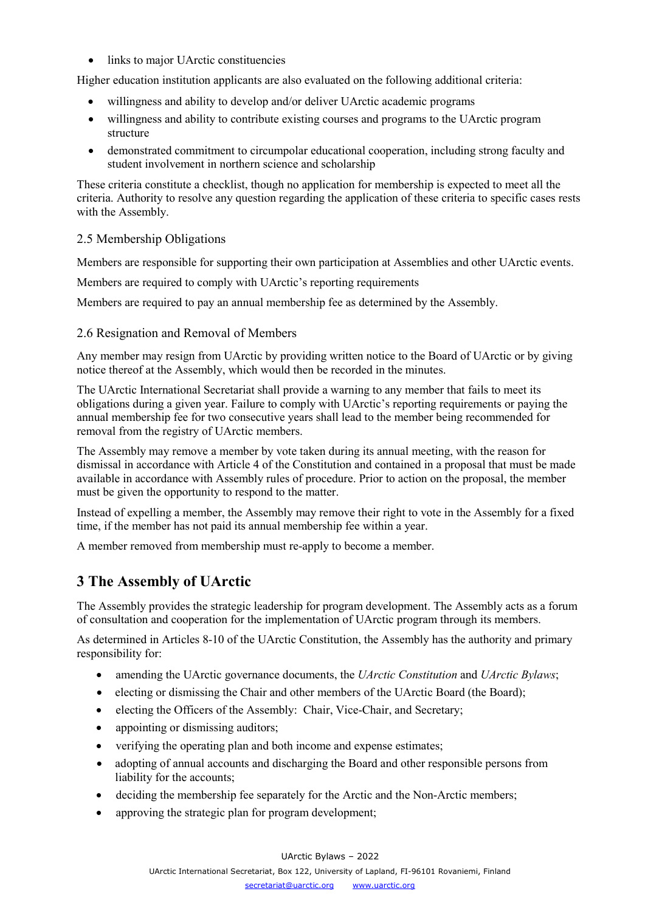- links to major UArctic constituencies

Higher education institution applicants are also evaluated on the following additional criteria:

- willingness and ability to develop and/or deliver UArctic academic programs
- willingness and ability to contribute existing courses and programs to the UArctic program structure
- demonstrated commitment to circumpolar educational cooperation, including strong faculty and student involvement in northern science and scholarship

These criteria constitute a checklist, though no application for membership is expected to meet all the criteria. Authority to resolve any question regarding the application of these criteria to specific cases rests with the Assembly.

### 2.5 Membership Obligations

Members are responsible for supporting their own participation at Assemblies and other UArctic events.

Members are required to comply with UArctic's reporting requirements

Members are required to pay an annual membership fee as determined by the Assembly.

### 2.6 Resignation and Removal of Members

Any member may resign from UArctic by providing written notice to the Board of UArctic or by giving notice thereof at the Assembly, which would then be recorded in the minutes.

The UArctic International Secretariat shall provide a warning to any member that fails to meet its obligations during a given year. Failure to comply with UArctic's reporting requirements or paying the annual membership fee for two consecutive years shall lead to the member being recommended for removal from the registry of UArctic members.

The Assembly may remove a member by vote taken during its annual meeting, with the reason for dismissal in accordance with Article 4 of the Constitution and contained in a proposal that must be made available in accordance with Assembly rules of procedure. Prior to action on the proposal, the member must be given the opportunity to respond to the matter.

Instead of expelling a member, the Assembly may remove their right to vote in the Assembly for a fixed time, if the member has not paid its annual membership fee within a year.

A member removed from membership must re-apply to become a member.

## 3 The Assembly of UArctic

The Assembly provides the strategic leadership for program development. The Assembly acts as a forum of consultation and cooperation for the implementation of UArctic program through its members.

As determined in Articles 8-10 of the UArctic Constitution, the Assembly has the authority and primary responsibility for:

- amending the UArctic governance documents, the *UArctic Constitution* and *UArctic Bylaws*;
- electing or dismissing the Chair and other members of the UArctic Board (the Board);
- electing the Officers of the Assembly: Chair, Vice-Chair, and Secretary;
- appointing or dismissing auditors;
- verifying the operating plan and both income and expense estimates;
- adopting of annual accounts and discharging the Board and other responsible persons from liability for the accounts;
- deciding the membership fee separately for the Arctic and the Non-Arctic members;
- approving the strategic plan for program development;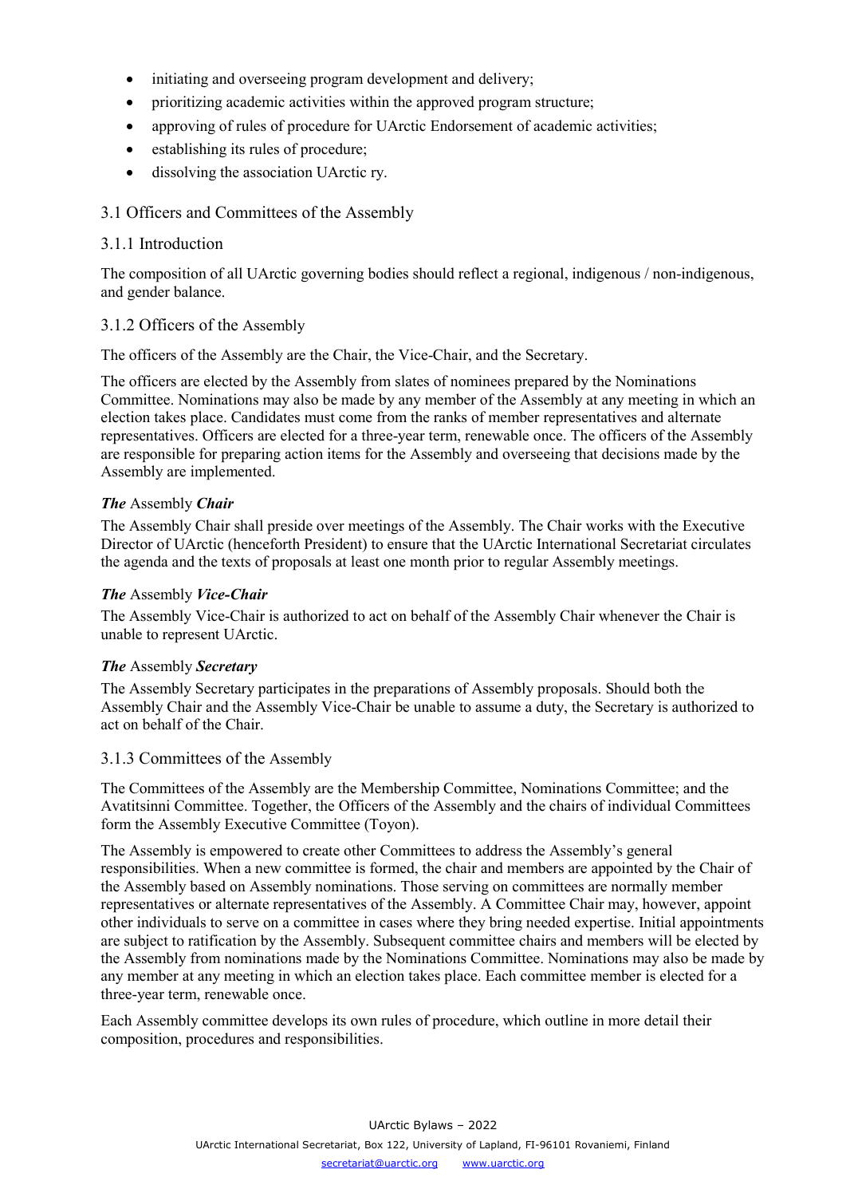- initiating and overseeing program development and delivery;
- prioritizing academic activities within the approved program structure;
- approving of rules of procedure for UArctic Endorsement of academic activities;
- establishing its rules of procedure;
- dissolving the association UArctic ry.

## 3.1 Officers and Committees of the Assembly

### 3.1.1 Introduction

The composition of all UArctic governing bodies should reflect a regional, indigenous / non-indigenous, and gender balance.

### 3.1.2 Officers of the Assembly

The officers of the Assembly are the Chair, the Vice-Chair, and the Secretary.

The officers are elected by the Assembly from slates of nominees prepared by the Nominations Committee. Nominations may also be made by any member of the Assembly at any meeting in which an election takes place. Candidates must come from the ranks of member representatives and alternate representatives. Officers are elected for a three-year term, renewable once. The officers of the Assembly are responsible for preparing action items for the Assembly and overseeing that decisions made by the Assembly are implemented.

***The*** **Assembly** ***Chair***

The Assembly Chair shall preside over meetings of the Assembly. The Chair works with the Executive Director of UArctic (henceforth President) to ensure that the UArctic International Secretariat circulates the agenda and the texts of proposals at least one month prior to regular Assembly meetings.

***The*** **Assembly** ***Vice-Chair***

The Assembly Vice-Chair is authorized to act on behalf of the Assembly Chair whenever the Chair is unable to represent UArctic.

***The*** **Assembly** ***Secretary***

The Assembly Secretary participates in the preparations of Assembly proposals. Should both the Assembly Chair and the Assembly Vice-Chair be unable to assume a duty, the Secretary is authorized to act on behalf of the Chair.

### 3.1.3 Committees of the Assembly

The Committees of the Assembly are the Membership Committee, Nominations Committee; and the Avatitsinni Committee. Together, the Officers of the Assembly and the chairs of individual Committees form the Assembly Executive Committee (Toyon).

The Assembly is empowered to create other Committees to address the Assembly's general responsibilities. When a new committee is formed, the chair and members are appointed by the Chair of the Assembly based on Assembly nominations. Those serving on committees are normally member representatives or alternate representatives of the Assembly. A Committee Chair may, however, appoint other individuals to serve on a committee in cases where they bring needed expertise. Initial appointments are subject to ratification by the Assembly. Subsequent committee chairs and members will be elected by the Assembly from nominations made by the Nominations Committee. Nominations may also be made by any member at any meeting in which an election takes place. Each committee member is elected for a three-year term, renewable once.

Each Assembly committee develops its own rules of procedure, which outline in more detail their composition, procedures and responsibilities.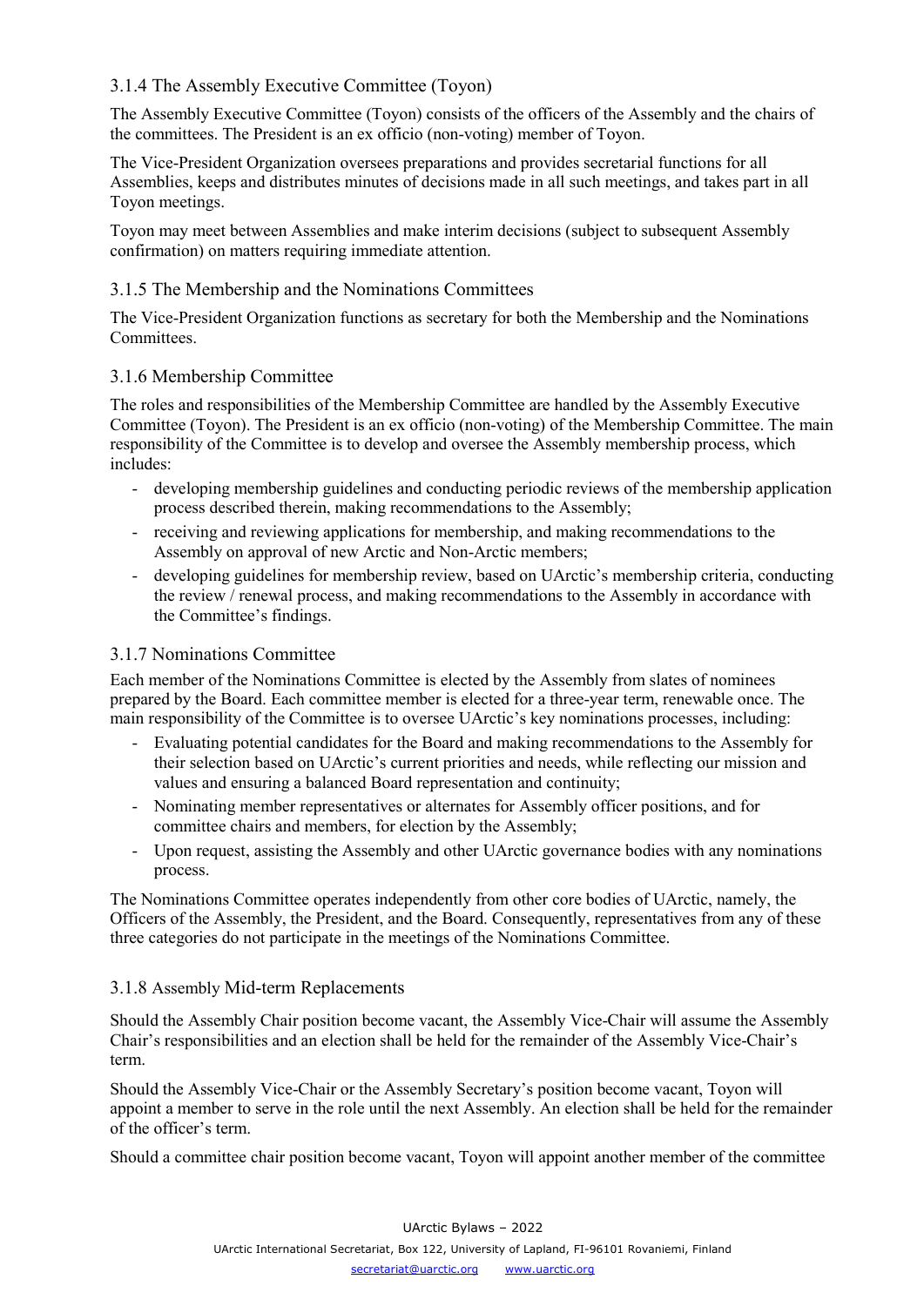### 3.1.4 The Assembly Executive Committee (Toyon)

The Assembly Executive Committee (Toyon) consists of the officers of the Assembly and the chairs of the committees. The President is an ex officio (non-voting) member of Toyon.

The Vice-President Organization oversees preparations and provides secretarial functions for all Assemblies, keeps and distributes minutes of decisions made in all such meetings, and takes part in all Toyon meetings.

Toyon may meet between Assemblies and make interim decisions (subject to subsequent Assembly confirmation) on matters requiring immediate attention.

### 3.1.5 The Membership and the Nominations Committees

The Vice-President Organization functions as secretary for both the Membership and the Nominations Committees.

### 3.1.6 Membership Committee

The roles and responsibilities of the Membership Committee are handled by the Assembly Executive Committee (Toyon). The President is an ex officio (non-voting) of the Membership Committee. The main responsibility of the Committee is to develop and oversee the Assembly membership process, which includes:

- developing membership guidelines and conducting periodic reviews of the membership application process described therein, making recommendations to the Assembly;
- receiving and reviewing applications for membership, and making recommendations to the Assembly on approval of new Arctic and Non-Arctic members;
- developing guidelines for membership review, based on UArctic's membership criteria, conducting the review / renewal process, and making recommendations to the Assembly in accordance with the Committee's findings.

### 3.1.7 Nominations Committee

Each member of the Nominations Committee is elected by the Assembly from slates of nominees prepared by the Board. Each committee member is elected for a three-year term, renewable once. The main responsibility of the Committee is to oversee UArctic's key nominations processes, including:

- Evaluating potential candidates for the Board and making recommendations to the Assembly for their selection based on UArctic's current priorities and needs, while reflecting our mission and values and ensuring a balanced Board representation and continuity;
- Nominating member representatives or alternates for Assembly officer positions, and for committee chairs and members, for election by the Assembly;
- Upon request, assisting the Assembly and other UArctic governance bodies with any nominations process.

The Nominations Committee operates independently from other core bodies of UArctic, namely, the Officers of the Assembly, the President, and the Board. Consequently, representatives from any of these three categories do not participate in the meetings of the Nominations Committee.

### 3.1.8 Assembly Mid-term Replacements

Should the Assembly Chair position become vacant, the Assembly Vice-Chair will assume the Assembly Chair's responsibilities and an election shall be held for the remainder of the Assembly Vice-Chair's term.

Should the Assembly Vice-Chair or the Assembly Secretary's position become vacant, Toyon will appoint a member to serve in the role until the next Assembly. An election shall be held for the remainder of the officer's term.

Should a committee chair position become vacant, Toyon will appoint another member of the committee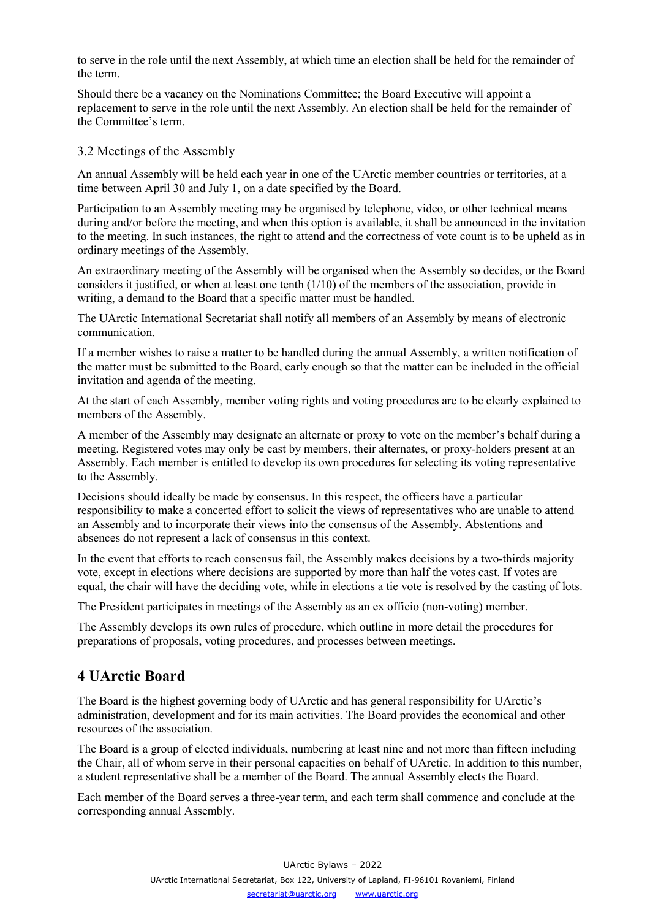to serve in the role until the next Assembly, at which time an election shall be held for the remainder of the term.

Should there be a vacancy on the Nominations Committee; the Board Executive will appoint a replacement to serve in the role until the next Assembly. An election shall be held for the remainder of the Committee's term.

### 3.2 Meetings of the Assembly

An annual Assembly will be held each year in one of the UArctic member countries or territories, at a time between April 30 and July 1, on a date specified by the Board.

Participation to an Assembly meeting may be organised by telephone, video, or other technical means during and/or before the meeting, and when this option is available, it shall be announced in the invitation to the meeting. In such instances, the right to attend and the correctness of vote count is to be upheld as in ordinary meetings of the Assembly.

An extraordinary meeting of the Assembly will be organised when the Assembly so decides, or the Board considers it justified, or when at least one tenth (1/10) of the members of the association, provide in writing, a demand to the Board that a specific matter must be handled.

The UArctic International Secretariat shall notify all members of an Assembly by means of electronic communication.

If a member wishes to raise a matter to be handled during the annual Assembly, a written notification of the matter must be submitted to the Board, early enough so that the matter can be included in the official invitation and agenda of the meeting.

At the start of each Assembly, member voting rights and voting procedures are to be clearly explained to members of the Assembly.

A member of the Assembly may designate an alternate or proxy to vote on the member's behalf during a meeting. Registered votes may only be cast by members, their alternates, or proxy-holders present at an Assembly. Each member is entitled to develop its own procedures for selecting its voting representative to the Assembly.

Decisions should ideally be made by consensus. In this respect, the officers have a particular responsibility to make a concerted effort to solicit the views of representatives who are unable to attend an Assembly and to incorporate their views into the consensus of the Assembly. Abstentions and absences do not represent a lack of consensus in this context.

In the event that efforts to reach consensus fail, the Assembly makes decisions by a two-thirds majority vote, except in elections where decisions are supported by more than half the votes cast. If votes are equal, the chair will have the deciding vote, while in elections a tie vote is resolved by the casting of lots.

The President participates in meetings of the Assembly as an ex officio (non-voting) member.

The Assembly develops its own rules of procedure, which outline in more detail the procedures for preparations of proposals, voting procedures, and processes between meetings.

## 4 UArctic Board

The Board is the highest governing body of UArctic and has general responsibility for UArctic's administration, development and for its main activities. The Board provides the economical and other resources of the association.

The Board is a group of elected individuals, numbering at least nine and not more than fifteen including the Chair, all of whom serve in their personal capacities on behalf of UArctic. In addition to this number, a student representative shall be a member of the Board. The annual Assembly elects the Board.

Each member of the Board serves a three-year term, and each term shall commence and conclude at the corresponding annual Assembly.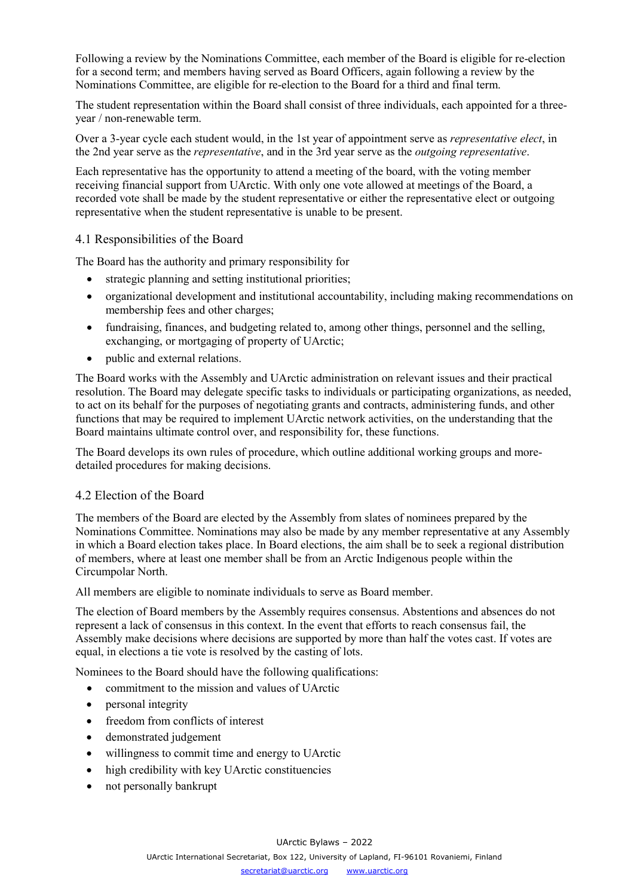Following a review by the Nominations Committee, each member of the Board is eligible for re-election for a second term; and members having served as Board Officers, again following a review by the Nominations Committee, are eligible for re-election to the Board for a third and final term.

The student representation within the Board shall consist of three individuals, each appointed for a three-year / non-renewable term.

Over a 3-year cycle each student would, in the 1st year of appointment serve as *representative elect*, in the 2nd year serve as the *representative*, and in the 3rd year serve as the *outgoing representative*.

Each representative has the opportunity to attend a meeting of the board, with the voting member receiving financial support from UArctic. With only one vote allowed at meetings of the Board, a recorded vote shall be made by the student representative or either the representative elect or outgoing representative when the student representative is unable to be present.

### 4.1 Responsibilities of the Board

The Board has the authority and primary responsibility for

- strategic planning and setting institutional priorities;
- organizational development and institutional accountability, including making recommendations on membership fees and other charges;
- fundraising, finances, and budgeting related to, among other things, personnel and the selling, exchanging, or mortgaging of property of UArctic;
- public and external relations.

The Board works with the Assembly and UArctic administration on relevant issues and their practical resolution. The Board may delegate specific tasks to individuals or participating organizations, as needed, to act on its behalf for the purposes of negotiating grants and contracts, administering funds, and other functions that may be required to implement UArctic network activities, on the understanding that the Board maintains ultimate control over, and responsibility for, these functions.

The Board develops its own rules of procedure, which outline additional working groups and more-detailed procedures for making decisions.

### 4.2 Election of the Board

The members of the Board are elected by the Assembly from slates of nominees prepared by the Nominations Committee. Nominations may also be made by any member representative at any Assembly in which a Board election takes place. In Board elections, the aim shall be to seek a regional distribution of members, where at least one member shall be from an Arctic Indigenous people within the Circumpolar North.

All members are eligible to nominate individuals to serve as Board member.

The election of Board members by the Assembly requires consensus. Abstentions and absences do not represent a lack of consensus in this context. In the event that efforts to reach consensus fail, the Assembly make decisions where decisions are supported by more than half the votes cast. If votes are equal, in elections a tie vote is resolved by the casting of lots.

Nominees to the Board should have the following qualifications:

- commitment to the mission and values of UArctic
- personal integrity
- freedom from conflicts of interest
- demonstrated judgement
- willingness to commit time and energy to UArctic
- high credibility with key UArctic constituencies
- not personally bankrupt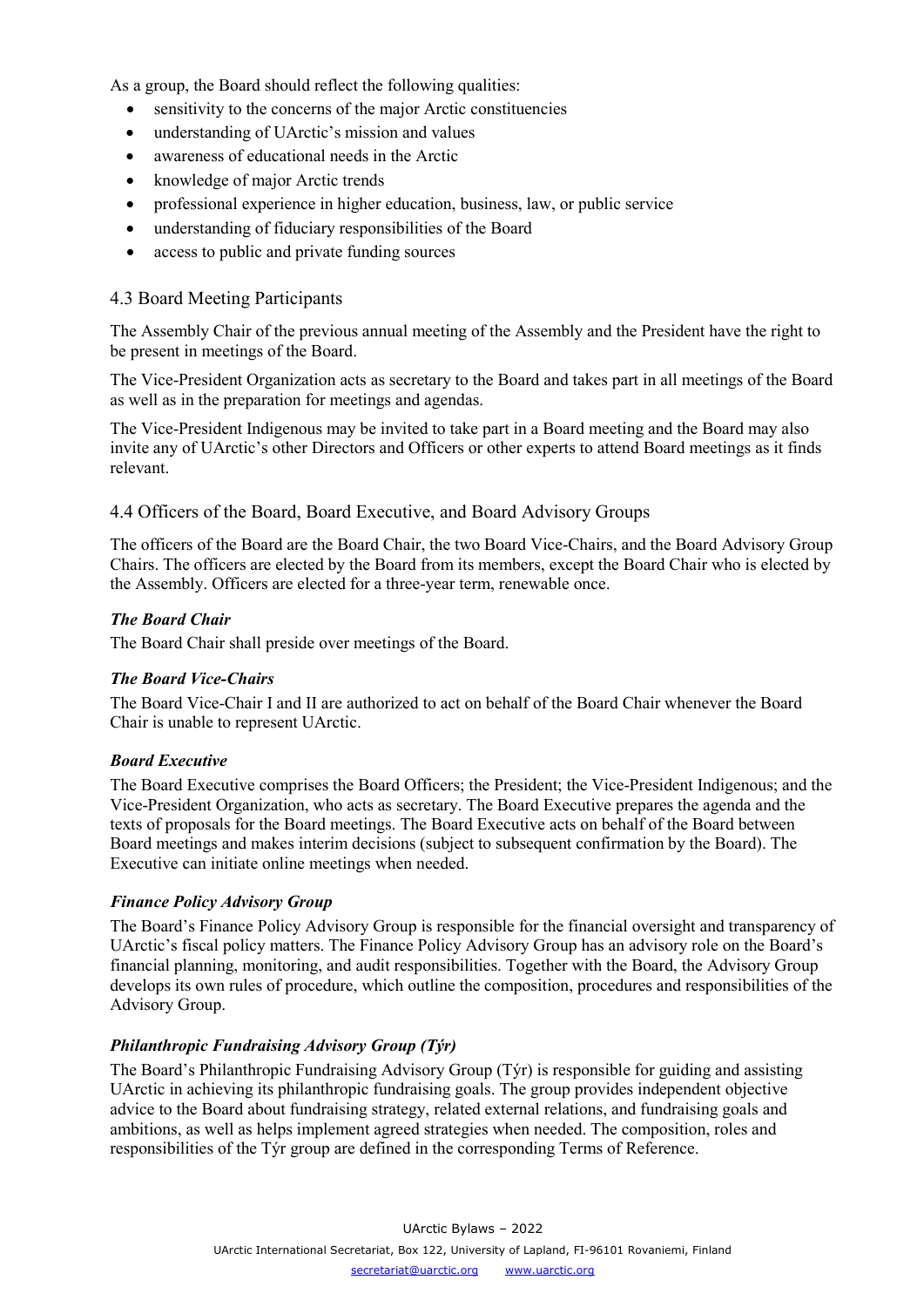As a group, the Board should reflect the following qualities:

- sensitivity to the concerns of the major Arctic constituencies
- understanding of UArctic's mission and values
- awareness of educational needs in the Arctic
- knowledge of major Arctic trends
- professional experience in higher education, business, law, or public service
- understanding of fiduciary responsibilities of the Board
- access to public and private funding sources

### 4.3 Board Meeting Participants

The Assembly Chair of the previous annual meeting of the Assembly and the President have the right to be present in meetings of the Board.

The Vice-President Organization acts as secretary to the Board and takes part in all meetings of the Board as well as in the preparation for meetings and agendas.

The Vice-President Indigenous may be invited to take part in a Board meeting and the Board may also invite any of UArctic's other Directors and Officers or other experts to attend Board meetings as it finds relevant.

### 4.4 Officers of the Board, Board Executive, and Board Advisory Groups

The officers of the Board are the Board Chair, the two Board Vice-Chairs, and the Board Advisory Group Chairs. The officers are elected by the Board from its members, except the Board Chair who is elected by the Assembly. Officers are elected for a three-year term, renewable once.

***The Board Chair***

The Board Chair shall preside over meetings of the Board.

***The Board Vice-Chairs***

The Board Vice-Chair I and II are authorized to act on behalf of the Board Chair whenever the Board Chair is unable to represent UArctic.

***Board Executive***

The Board Executive comprises the Board Officers; the President; the Vice-President Indigenous; and the Vice-President Organization, who acts as secretary. The Board Executive prepares the agenda and the texts of proposals for the Board meetings. The Board Executive acts on behalf of the Board between Board meetings and makes interim decisions (subject to subsequent confirmation by the Board). The Executive can initiate online meetings when needed.

***Finance Policy Advisory Group***

The Board's Finance Policy Advisory Group is responsible for the financial oversight and transparency of UArctic's fiscal policy matters. The Finance Policy Advisory Group has an advisory role on the Board's financial planning, monitoring, and audit responsibilities. Together with the Board, the Advisory Group develops its own rules of procedure, which outline the composition, procedures and responsibilities of the Advisory Group.

***Philanthropic Fundraising Advisory Group (Týr)***

The Board's Philanthropic Fundraising Advisory Group (Týr) is responsible for guiding and assisting UArctic in achieving its philanthropic fundraising goals. The group provides independent objective advice to the Board about fundraising strategy, related external relations, and fundraising goals and ambitions, as well as helps implement agreed strategies when needed. The composition, roles and responsibilities of the Týr group are defined in the corresponding Terms of Reference.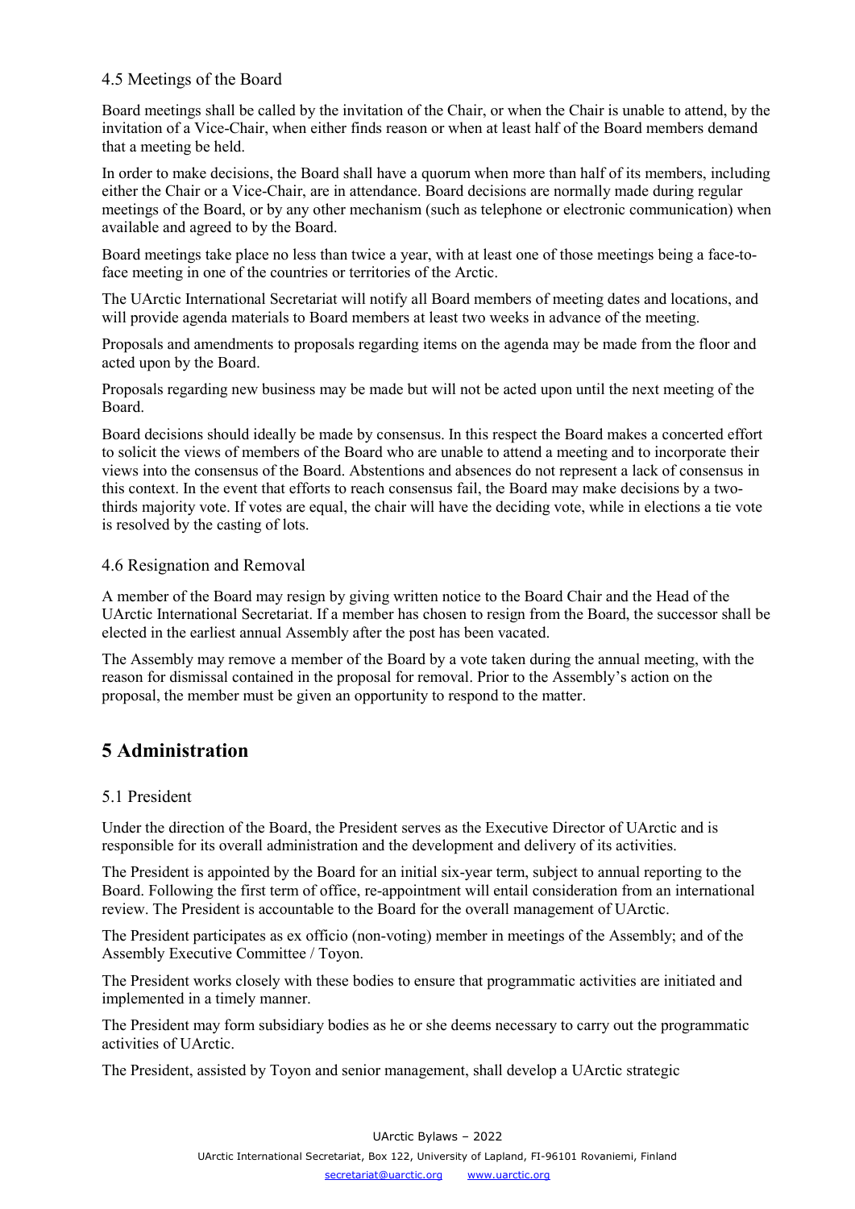### 4.5 Meetings of the Board

Board meetings shall be called by the invitation of the Chair, or when the Chair is unable to attend, by the invitation of a Vice-Chair, when either finds reason or when at least half of the Board members demand that a meeting be held.

In order to make decisions, the Board shall have a quorum when more than half of its members, including either the Chair or a Vice-Chair, are in attendance. Board decisions are normally made during regular meetings of the Board, or by any other mechanism (such as telephone or electronic communication) when available and agreed to by the Board.

Board meetings take place no less than twice a year, with at least one of those meetings being a face-to-face meeting in one of the countries or territories of the Arctic.

The UArctic International Secretariat will notify all Board members of meeting dates and locations, and will provide agenda materials to Board members at least two weeks in advance of the meeting.

Proposals and amendments to proposals regarding items on the agenda may be made from the floor and acted upon by the Board.

Proposals regarding new business may be made but will not be acted upon until the next meeting of the Board.

Board decisions should ideally be made by consensus. In this respect the Board makes a concerted effort to solicit the views of members of the Board who are unable to attend a meeting and to incorporate their views into the consensus of the Board. Abstentions and absences do not represent a lack of consensus in this context. In the event that efforts to reach consensus fail, the Board may make decisions by a two-thirds majority vote. If votes are equal, the chair will have the deciding vote, while in elections a tie vote is resolved by the casting of lots.

### 4.6 Resignation and Removal

A member of the Board may resign by giving written notice to the Board Chair and the Head of the UArctic International Secretariat. If a member has chosen to resign from the Board, the successor shall be elected in the earliest annual Assembly after the post has been vacated.

The Assembly may remove a member of the Board by a vote taken during the annual meeting, with the reason for dismissal contained in the proposal for removal. Prior to the Assembly's action on the proposal, the member must be given an opportunity to respond to the matter.

## 5 Administration

### 5.1 President

Under the direction of the Board, the President serves as the Executive Director of UArctic and is responsible for its overall administration and the development and delivery of its activities.

The President is appointed by the Board for an initial six-year term, subject to annual reporting to the Board. Following the first term of office, re-appointment will entail consideration from an international review. The President is accountable to the Board for the overall management of UArctic.

The President participates as ex officio (non-voting) member in meetings of the Assembly; and of the Assembly Executive Committee / Toyon.

The President works closely with these bodies to ensure that programmatic activities are initiated and implemented in a timely manner.

The President may form subsidiary bodies as he or she deems necessary to carry out the programmatic activities of UArctic.

The President, assisted by Toyon and senior management, shall develop a UArctic strategic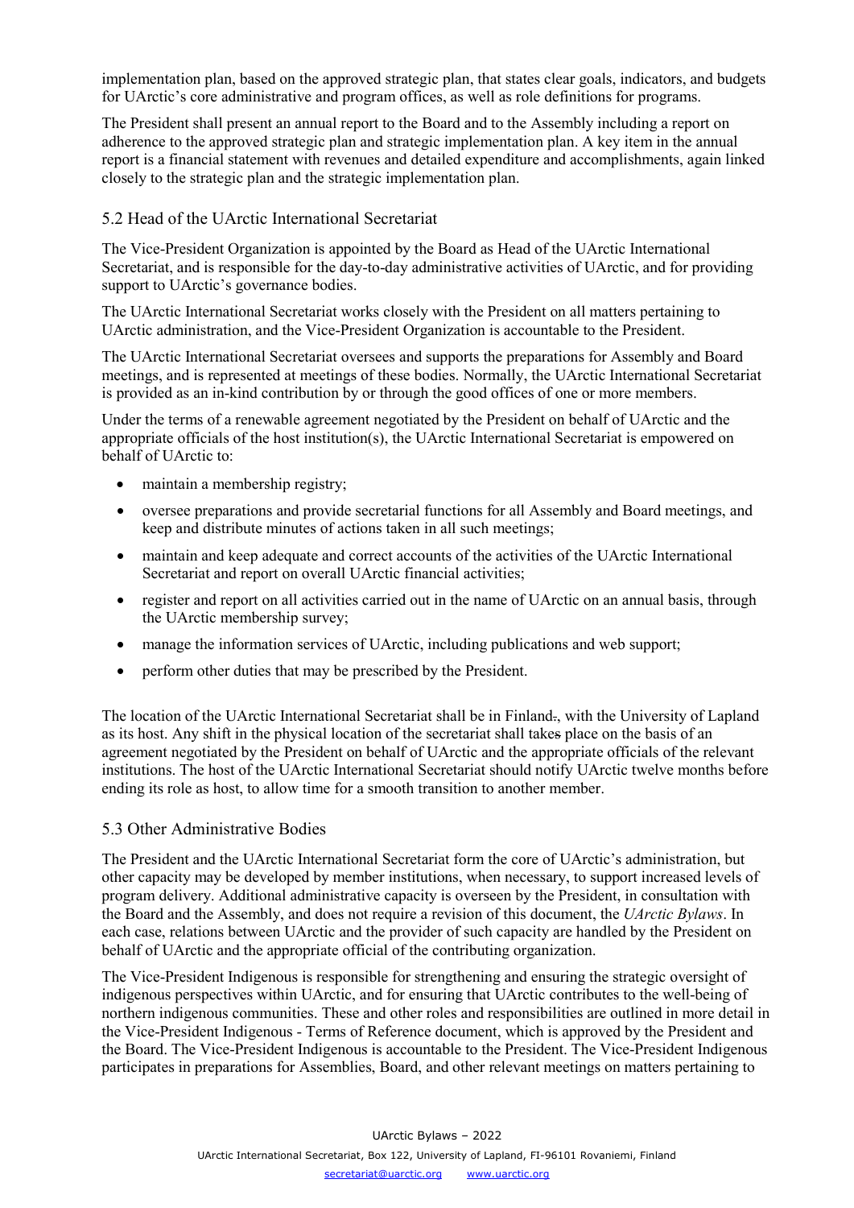implementation plan, based on the approved strategic plan, that states clear goals, indicators, and budgets for UArctic's core administrative and program offices, as well as role definitions for programs.

The President shall present an annual report to the Board and to the Assembly including a report on adherence to the approved strategic plan and strategic implementation plan. A key item in the annual report is a financial statement with revenues and detailed expenditure and accomplishments, again linked closely to the strategic plan and the strategic implementation plan.

## 5.2 Head of the UArctic International Secretariat

The Vice-President Organization is appointed by the Board as Head of the UArctic International Secretariat, and is responsible for the day-to-day administrative activities of UArctic, and for providing support to UArctic's governance bodies.

The UArctic International Secretariat works closely with the President on all matters pertaining to UArctic administration, and the Vice-President Organization is accountable to the President.

The UArctic International Secretariat oversees and supports the preparations for Assembly and Board meetings, and is represented at meetings of these bodies. Normally, the UArctic International Secretariat is provided as an in-kind contribution by or through the good offices of one or more members.

Under the terms of a renewable agreement negotiated by the President on behalf of UArctic and the appropriate officials of the host institution(s), the UArctic International Secretariat is empowered on behalf of UArctic to:

- maintain a membership registry;
- oversee preparations and provide secretarial functions for all Assembly and Board meetings, and keep and distribute minutes of actions taken in all such meetings;
- maintain and keep adequate and correct accounts of the activities of the UArctic International Secretariat and report on overall UArctic financial activities;
- register and report on all activities carried out in the name of UArctic on an annual basis, through the UArctic membership survey;
- manage the information services of UArctic, including publications and web support;
- perform other duties that may be prescribed by the President.

The location of the UArctic International Secretariat shall be in Finland~~.~~, with the University of Lapland as its host. Any shift in the physical location of the secretariat shall take~~s~~ place on the basis of an agreement negotiated by the President on behalf of UArctic and the appropriate officials of the relevant institutions. The host of the UArctic International Secretariat should notify UArctic twelve months before ending its role as host, to allow time for a smooth transition to another member.

## 5.3 Other Administrative Bodies

The President and the UArctic International Secretariat form the core of UArctic's administration, but other capacity may be developed by member institutions, when necessary, to support increased levels of program delivery. Additional administrative capacity is overseen by the President, in consultation with the Board and the Assembly, and does not require a revision of this document, the *UArctic Bylaws*. In each case, relations between UArctic and the provider of such capacity are handled by the President on behalf of UArctic and the appropriate official of the contributing organization.

The Vice-President Indigenous is responsible for strengthening and ensuring the strategic oversight of indigenous perspectives within UArctic, and for ensuring that UArctic contributes to the well-being of northern indigenous communities. These and other roles and responsibilities are outlined in more detail in the Vice-President Indigenous - Terms of Reference document, which is approved by the President and the Board. The Vice-President Indigenous is accountable to the President. The Vice-President Indigenous participates in preparations for Assemblies, Board, and other relevant meetings on matters pertaining to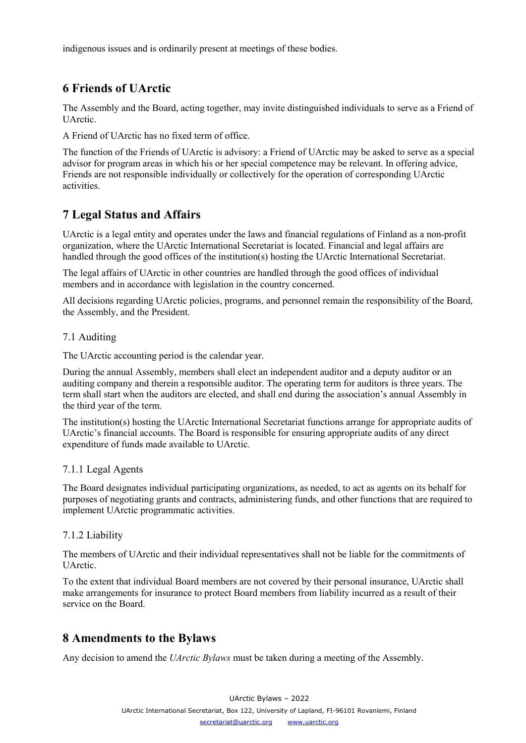indigenous issues and is ordinarily present at meetings of these bodies.

## 6 Friends of UArctic

The Assembly and the Board, acting together, may invite distinguished individuals to serve as a Friend of UArctic.

A Friend of UArctic has no fixed term of office.

The function of the Friends of UArctic is advisory: a Friend of UArctic may be asked to serve as a special advisor for program areas in which his or her special competence may be relevant. In offering advice, Friends are not responsible individually or collectively for the operation of corresponding UArctic activities.

## 7 Legal Status and Affairs

UArctic is a legal entity and operates under the laws and financial regulations of Finland as a non-profit organization, where the UArctic International Secretariat is located. Financial and legal affairs are handled through the good offices of the institution(s) hosting the UArctic International Secretariat.

The legal affairs of UArctic in other countries are handled through the good offices of individual members and in accordance with legislation in the country concerned.

All decisions regarding UArctic policies, programs, and personnel remain the responsibility of the Board, the Assembly, and the President.

### 7.1 Auditing

The UArctic accounting period is the calendar year.

During the annual Assembly, members shall elect an independent auditor and a deputy auditor or an auditing company and therein a responsible auditor. The operating term for auditors is three years. The term shall start when the auditors are elected, and shall end during the association's annual Assembly in the third year of the term.

The institution(s) hosting the UArctic International Secretariat functions arrange for appropriate audits of UArctic's financial accounts. The Board is responsible for ensuring appropriate audits of any direct expenditure of funds made available to UArctic.

#### 7.1.1 Legal Agents

The Board designates individual participating organizations, as needed, to act as agents on its behalf for purposes of negotiating grants and contracts, administering funds, and other functions that are required to implement UArctic programmatic activities.

#### 7.1.2 Liability

The members of UArctic and their individual representatives shall not be liable for the commitments of UArctic.

To the extent that individual Board members are not covered by their personal insurance, UArctic shall make arrangements for insurance to protect Board members from liability incurred as a result of their service on the Board.

## 8 Amendments to the Bylaws

Any decision to amend the *UArctic Bylaws* must be taken during a meeting of the Assembly.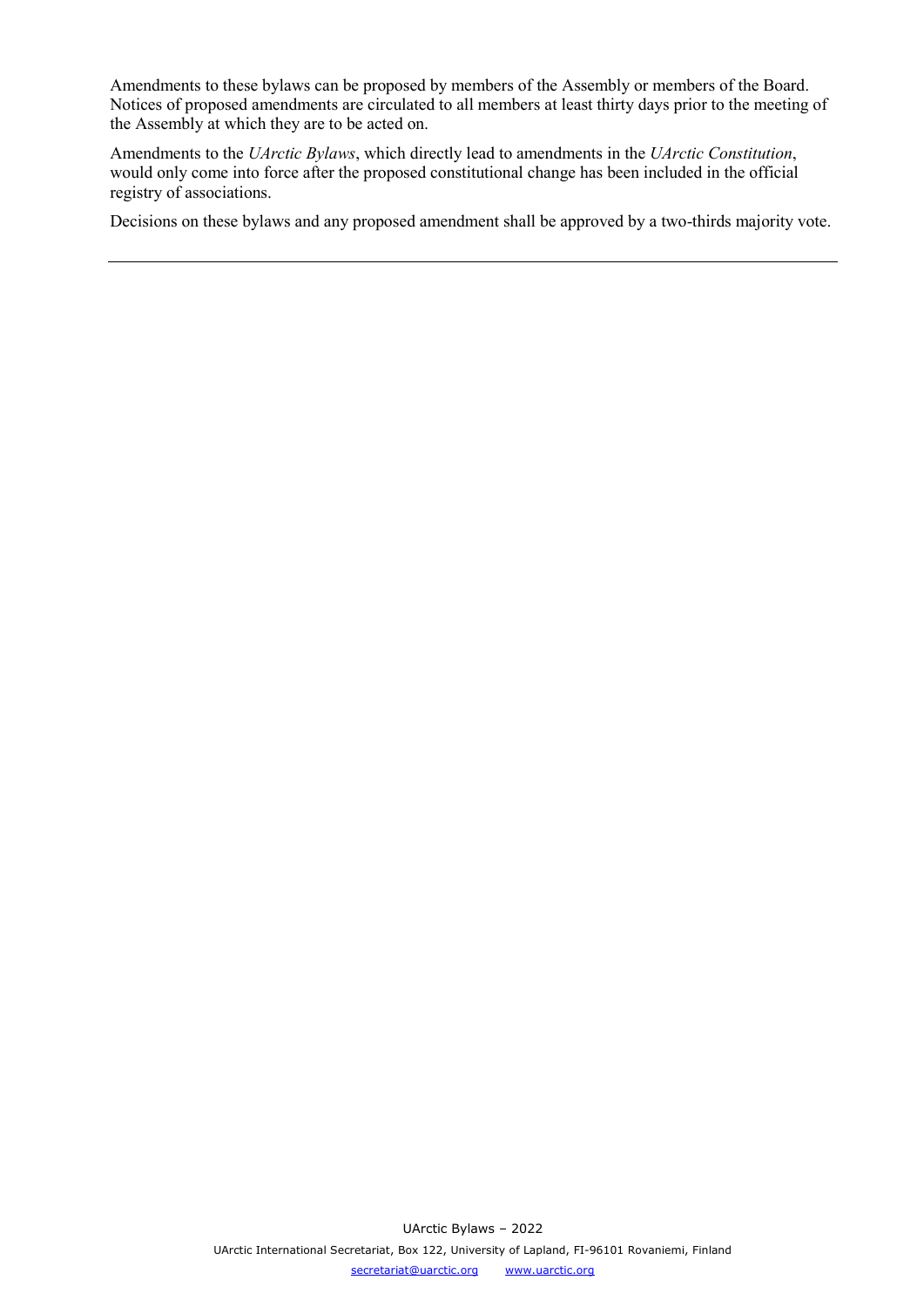Amendments to these bylaws can be proposed by members of the Assembly or members of the Board. Notices of proposed amendments are circulated to all members at least thirty days prior to the meeting of the Assembly at which they are to be acted on.

Amendments to the *UArctic Bylaws*, which directly lead to amendments in the *UArctic Constitution*, would only come into force after the proposed constitutional change has been included in the official registry of associations.

Decisions on these bylaws and any proposed amendment shall be approved by a two-thirds majority vote.

---